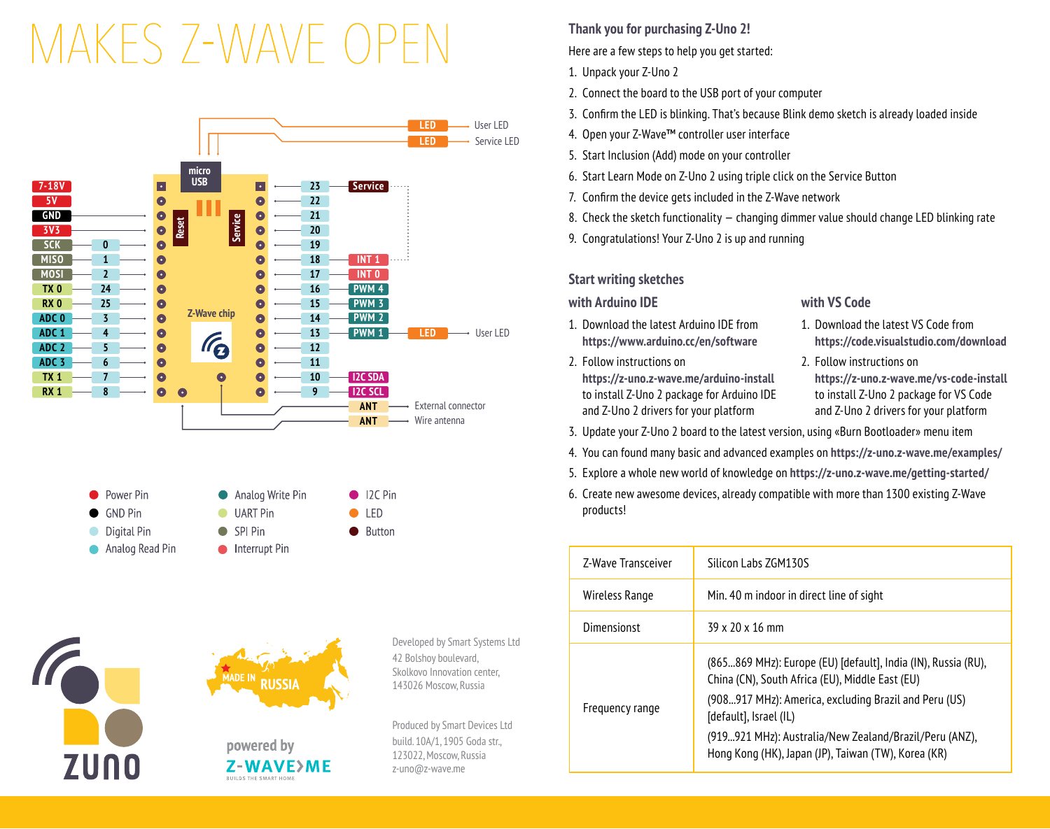# MAKES Z-WAVE OPEN

| Left label | Pin | | Pin | Right label |
|---|---|---|---|---|
| 7-18V | | | 23 | Service |
| 5V | | | 22 | |
| GND | | | 21 | |
| 3V3 | | | 20 | |
| SCK | 0 | | 19 | |
| MISO | 1 | | 18 | INT 1 |
| MOSI | 2 | | 17 | INT 0 |
| TX 0 | 24 | | 16 | PWM 4 |
| RX 0 | 25 | | 15 | PWM 3 |
| ADC 0 | 3 | | 14 | PWM 2 |
| ADC 1 | 4 | | 13 | PWM 1 — LED — User LED |
| ADC 2 | 5 | | 12 | |
| ADC 3 | 6 | | 11 | |
| TX 1 | 7 | | 10 | I2C SDA |
| RX 1 | 8 | | 9 | I2C SCL |

micro USB · Reset · Service · Z-Wave chip

LED — User LED

LED — Service LED

ANT — External connector

ANT — Wire antenna

Legend:

- Power Pin
- GND Pin
- Digital Pin
- Analog Read Pin
- Analog Write Pin
- UART Pin
- SPI Pin
- Interrupt Pin
- I2C Pin
- LED
- Button

ZUNO

MADE IN RUSSIA

powered by Z-WAVE>ME BUILDS THE SMART HOME

Developed by Smart Systems Ltd
42 Bolshoy boulevard,
Skolkovo Innovation center,
143026 Moscow, Russia

Produced by Smart Devices Ltd
build. 10A/1, 1905 Goda str.,
123022, Moscow, Russia
z-uno@z-wave.me

## Thank you for purchasing Z-Uno 2!

Here are a few steps to help you get started:

1. Unpack your Z-Uno 2
2. Connect the board to the USB port of your computer
3. Confirm the LED is blinking. That's because Blink demo sketch is already loaded inside
4. Open your Z-Wave™ controller user interface
5. Start Inclusion (Add) mode on your controller
6. Start Learn Mode on Z-Uno 2 using triple click on the Service Button
7. Confirm the device gets included in the Z-Wave network
8. Check the sketch functionality – changing dimmer value should change LED blinking rate
9. Congratulations! Your Z-Uno 2 is up and running

## Start writing sketches

### with Arduino IDE

1. Download the latest Arduino IDE from **https://www.arduino.cc/en/software**
2. Follow instructions on **https://z-uno.z-wave.me/arduino-install** to install Z-Uno 2 package for Arduino IDE and Z-Uno 2 drivers for your platform

### with VS Code

1. Download the latest VS Code from **https://code.visualstudio.com/download**
2. Follow instructions on **https://z-uno.z-wave.me/vs-code-install** to install Z-Uno 2 package for VS Code and Z-Uno 2 drivers for your platform

3. Update your Z-Uno 2 board to the latest version, using «Burn Bootloader» menu item
4. You can found many basic and advanced examples on **https://z-uno.z-wave.me/examples/**
5. Explore a whole new world of knowledge on **https://z-uno.z-wave.me/getting-started/**
6. Create new awesome devices, already compatible with more than 1300 existing Z-Wave products!

| | |
|---|---|
| Z-Wave Transceiver | Silicon Labs ZGM130S |
| Wireless Range | Min. 40 m indoor in direct line of sight |
| Dimensionst | 39 x 20 x 16 mm |
| Frequency range | (865...869 MHz): Europe (EU) [default], India (IN), Russia (RU), China (CN), South Africa (EU), Middle East (EU)<br>(908...917 MHz): America, excluding Brazil and Peru (US) [default], Israel (IL)<br>(919...921 MHz): Australia/New Zealand/Brazil/Peru (ANZ), Hong Kong (HK), Japan (JP), Taiwan (TW), Korea (KR) |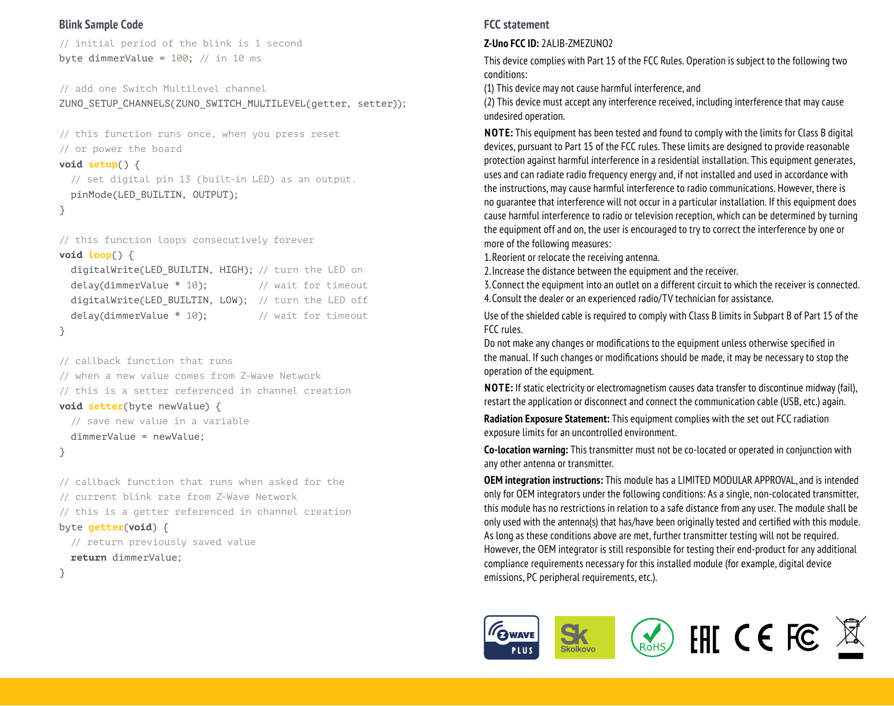## Blink Sample Code

```
// initial period of the blink is 1 second
byte dimmerValue = 100; // in 10 ms

// add one Switch Multilevel channel
ZUNO_SETUP_CHANNELS(ZUNO_SWITCH_MULTILEVEL(getter, setter));

// this function runs once, when you press reset
// or power the board
void setup() {
  // set digital pin 13 (built-in LED) as an output.
  pinMode(LED_BUILTIN, OUTPUT);
}

// this function loops consecutively forever
void loop() {
  digitalWrite(LED_BUILTIN, HIGH); // turn the LED on
  delay(dimmerValue * 10);         // wait for timeout
  digitalWrite(LED_BUILTIN, LOW);  // turn the LED off
  delay(dimmerValue * 10);         // wait for timeout
}

// callback function that runs
// when a new value comes from Z-Wave Network
// this is a setter referenced in channel creation
void setter(byte newValue) {
  // save new value in a variable
  dimmerValue = newValue;
}

// callback function that runs when asked for the
// current blink rate from Z-Wave Network
// this is a getter referenced in channel creation
byte getter(void) {
  // return previously saved value
  return dimmerValue;
}
```

## FCC statement

**Z-Uno FCC ID:** 2ALIB-ZMEZUNO2

This device complies with Part 15 of the FCC Rules. Operation is subject to the following two conditions:
(1) This device may not cause harmful interference, and
(2) This device must accept any interference received, including interference that may cause undesired operation.

**NOTE:** This equipment has been tested and found to comply with the limits for Class B digital devices, pursuant to Part 15 of the FCC rules. These limits are designed to provide reasonable protection against harmful interference in a residential installation. This equipment generates, uses and can radiate radio frequency energy and, if not installed and used in accordance with the instructions, may cause harmful interference to radio communications. However, there is no guarantee that interference will not occur in a particular installation. If this equipment does cause harmful interference to radio or television reception, which can be determined by turning the equipment off and on, the user is encouraged to try to correct the interference by one or more of the following measures:

1. Reorient or relocate the receiving antenna.
2. Increase the distance between the equipment and the receiver.
3. Connect the equipment into an outlet on a different circuit to which the receiver is connected.
4. Consult the dealer or an experienced radio/TV technician for assistance.

Use of the shielded cable is required to comply with Class B limits in Subpart B of Part 15 of the FCC rules.
Do not make any changes or modifications to the equipment unless otherwise specified in the manual. If such changes or modifications should be made, it may be necessary to stop the operation of the equipment.

**NOTE:** If static electricity or electromagnetism causes data transfer to discontinue midway (fail), restart the application or disconnect and connect the communication cable (USB, etc.) again.

**Radiation Exposure Statement:** This equipment complies with the set out FCC radiation exposure limits for an uncontrolled environment.

**Co-location warning:** This transmitter must not be co-located or operated in conjunction with any other antenna or transmitter.

**OEM integration instructions:** This module has a LIMITED MODULAR APPROVAL, and is intended only for OEM integrators under the following conditions: As a single, non-colocated transmitter, this module has no restrictions in relation to a safe distance from any user. The module shall be only used with the antenna(s) that has/have been originally tested and certified with this module. As long as these conditions above are met, further transmitter testing will not be required. However, the OEM integrator is still responsible for testing their end-product for any additional compliance requirements necessary for this installed module (for example, digital device emissions, PC peripheral requirements, etc.).